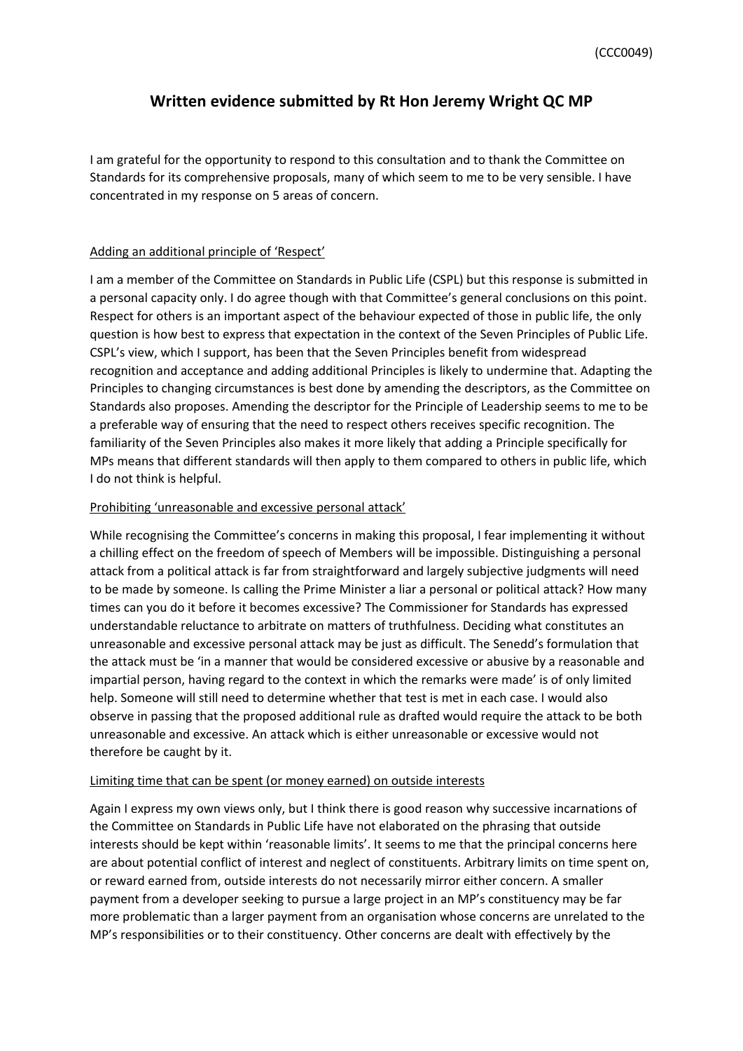(CCC0049)

# Written evidence submitted by Rt Hon Jeremy Wright QC MP

I am grateful for the opportunity to respond to this consultation and to thank the Committee on Standards for its comprehensive proposals, many of which seem to me to be very sensible. I have concentrated in my response on 5 areas of concern.

## Adding an additional principle of 'Respect'

I am a member of the Committee on Standards in Public Life (CSPL) but this response is submitted in a personal capacity only. I do agree though with that Committee's general conclusions on this point. Respect for others is an important aspect of the behaviour expected of those in public life, the only question is how best to express that expectation in the context of the Seven Principles of Public Life. CSPL's view, which I support, has been that the Seven Principles benefit from widespread recognition and acceptance and adding additional Principles is likely to undermine that. Adapting the Principles to changing circumstances is best done by amending the descriptors, as the Committee on Standards also proposes. Amending the descriptor for the Principle of Leadership seems to me to be a preferable way of ensuring that the need to respect others receives specific recognition. The familiarity of the Seven Principles also makes it more likely that adding a Principle specifically for MPs means that different standards will then apply to them compared to others in public life, which I do not think is helpful.

## Prohibiting 'unreasonable and excessive personal attack'

While recognising the Committee's concerns in making this proposal, I fear implementing it without a chilling effect on the freedom of speech of Members will be impossible. Distinguishing a personal attack from a political attack is far from straightforward and largely subjective judgments will need to be made by someone. Is calling the Prime Minister a liar a personal or political attack? How many times can you do it before it becomes excessive? The Commissioner for Standards has expressed understandable reluctance to arbitrate on matters of truthfulness. Deciding what constitutes an unreasonable and excessive personal attack may be just as difficult. The Senedd's formulation that the attack must be 'in a manner that would be considered excessive or abusive by a reasonable and impartial person, having regard to the context in which the remarks were made' is of only limited help. Someone will still need to determine whether that test is met in each case. I would also observe in passing that the proposed additional rule as drafted would require the attack to be both unreasonable and excessive. An attack which is either unreasonable or excessive would not therefore be caught by it.

## Limiting time that can be spent (or money earned) on outside interests

Again I express my own views only, but I think there is good reason why successive incarnations of the Committee on Standards in Public Life have not elaborated on the phrasing that outside interests should be kept within 'reasonable limits'. It seems to me that the principal concerns here are about potential conflict of interest and neglect of constituents. Arbitrary limits on time spent on, or reward earned from, outside interests do not necessarily mirror either concern. A smaller payment from a developer seeking to pursue a large project in an MP's constituency may be far more problematic than a larger payment from an organisation whose concerns are unrelated to the MP's responsibilities or to their constituency. Other concerns are dealt with effectively by the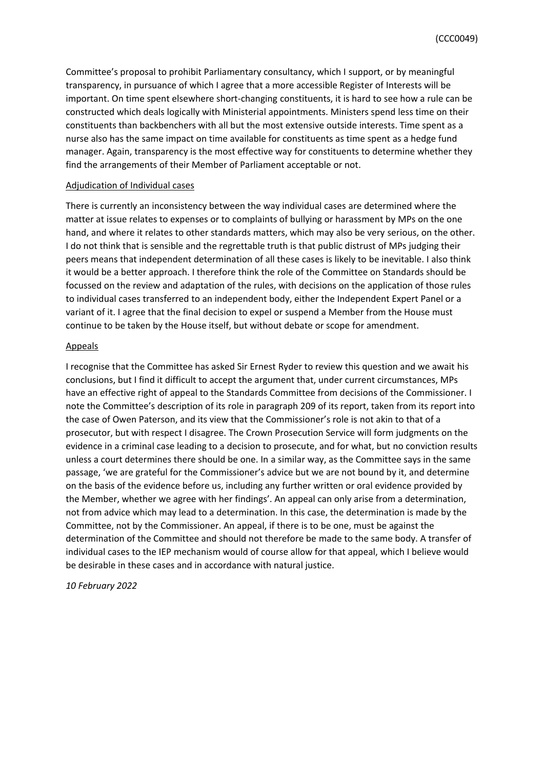Committee's proposal to prohibit Parliamentary consultancy, which I support, or by meaningful transparency, in pursuance of which I agree that a more accessible Register of Interests will be important. On time spent elsewhere short-changing constituents, it is hard to see how a rule can be constructed which deals logically with Ministerial appointments. Ministers spend less time on their constituents than backbenchers with all but the most extensive outside interests. Time spent as a nurse also has the same impact on time available for constituents as time spent as a hedge fund manager. Again, transparency is the most effective way for constituents to determine whether they find the arrangements of their Member of Parliament acceptable or not.

## Adjudication of Individual cases

There is currently an inconsistency between the way individual cases are determined where the matter at issue relates to expenses or to complaints of bullying or harassment by MPs on the one hand, and where it relates to other standards matters, which may also be very serious, on the other. I do not think that is sensible and the regrettable truth is that public distrust of MPs judging their peers means that independent determination of all these cases is likely to be inevitable. I also think it would be a better approach. I therefore think the role of the Committee on Standards should be focussed on the review and adaptation of the rules, with decisions on the application of those rules to individual cases transferred to an independent body, either the Independent Expert Panel or a variant of it. I agree that the final decision to expel or suspend a Member from the House must continue to be taken by the House itself, but without debate or scope for amendment.

## Appeals

I recognise that the Committee has asked Sir Ernest Ryder to review this question and we await his conclusions, but I find it difficult to accept the argument that, under current circumstances, MPs have an effective right of appeal to the Standards Committee from decisions of the Commissioner. I note the Committee's description of its role in paragraph 209 of its report, taken from its report into the case of Owen Paterson, and its view that the Commissioner's role is not akin to that of a prosecutor, but with respect I disagree. The Crown Prosecution Service will form judgments on the evidence in a criminal case leading to a decision to prosecute, and for what, but no conviction results unless a court determines there should be one. In a similar way, as the Committee says in the same passage, 'we are grateful for the Commissioner's advice but we are not bound by it, and determine on the basis of the evidence before us, including any further written or oral evidence provided by the Member, whether we agree with her findings'. An appeal can only arise from a determination, not from advice which may lead to a determination. In this case, the determination is made by the Committee, not by the Commissioner. An appeal, if there is to be one, must be against the determination of the Committee and should not therefore be made to the same body. A transfer of individual cases to the IEP mechanism would of course allow for that appeal, which I believe would be desirable in these cases and in accordance with natural justice.

*10 February 2022*